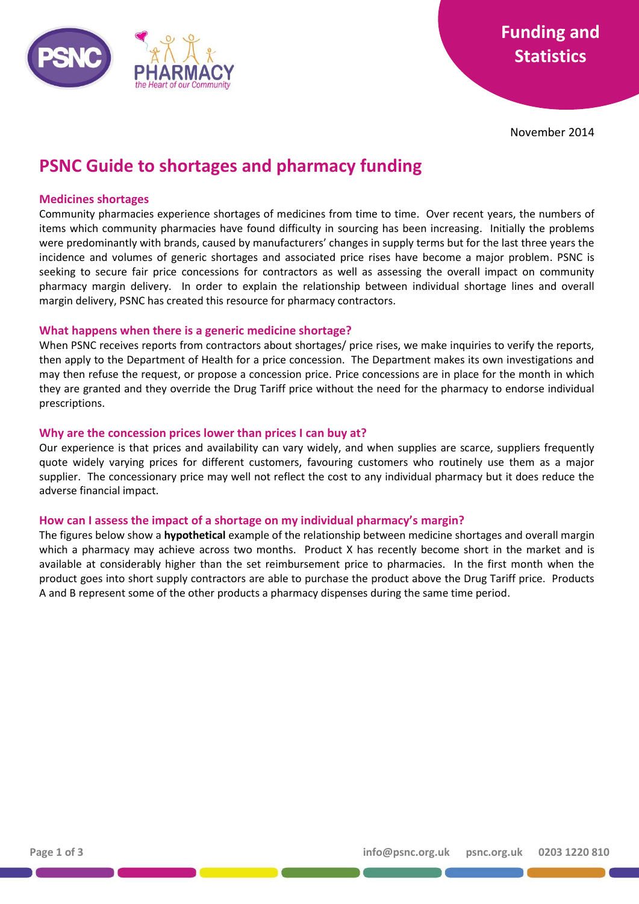Funding and Statistics

November 2014

# PSNC Guide to shortages and pharmacy funding

## Medicines shortages

Community pharmacies experience shortages of medicines from time to time. Over recent years, the numbers of items which community pharmacies have found difficulty in sourcing has been increasing. Initially the problems were predominantly with brands, caused by manufacturers' changes in supply terms but for the last three years the incidence and volumes of generic shortages and associated price rises have become a major problem. PSNC is seeking to secure fair price concessions for contractors as well as assessing the overall impact on community pharmacy margin delivery. In order to explain the relationship between individual shortage lines and overall margin delivery, PSNC has created this resource for pharmacy contractors.

## What happens when there is a generic medicine shortage?

When PSNC receives reports from contractors about shortages/ price rises, we make inquiries to verify the reports, then apply to the Department of Health for a price concession. The Department makes its own investigations and may then refuse the request, or propose a concession price. Price concessions are in place for the month in which they are granted and they override the Drug Tariff price without the need for the pharmacy to endorse individual prescriptions.

## Why are the concession prices lower than prices I can buy at?

Our experience is that prices and availability can vary widely, and when supplies are scarce, suppliers frequently quote widely varying prices for different customers, favouring customers who routinely use them as a major supplier. The concessionary price may well not reflect the cost to any individual pharmacy but it does reduce the adverse financial impact.

## How can I assess the impact of a shortage on my individual pharmacy's margin?

The figures below show a **hypothetical** example of the relationship between medicine shortages and overall margin which a pharmacy may achieve across two months. Product X has recently become short in the market and is available at considerably higher than the set reimbursement price to pharmacies. In the first month when the product goes into short supply contractors are able to purchase the product above the Drug Tariff price. Products A and B represent some of the other products a pharmacy dispenses during the same time period.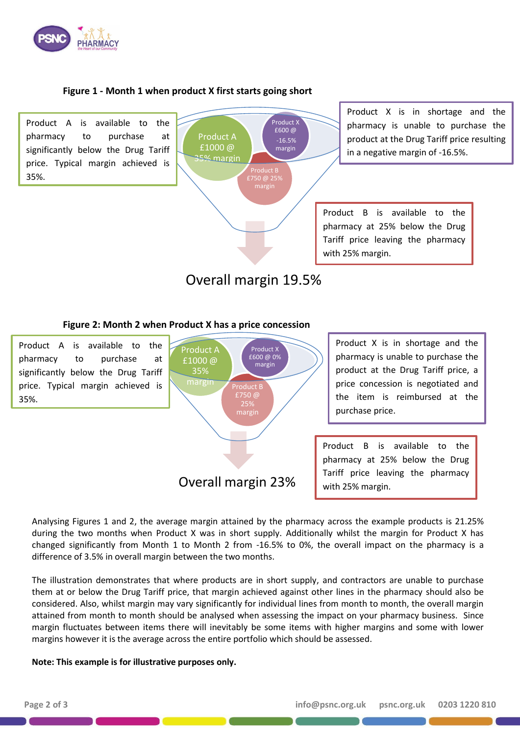**Figure 1 - Month 1 when product X first starts going short**

Product A is available to the pharmacy to purchase at significantly below the Drug Tariff price. Typical margin achieved is 35%.

Product A £1000 @ 35% margin

Product X £600 @ -16.5% margin

Product B £750 @ 25% margin

Product X is in shortage and the pharmacy is unable to purchase the product at the Drug Tariff price resulting in a negative margin of -16.5%.

Product B is available to the pharmacy at 25% below the Drug Tariff price leaving the pharmacy with 25% margin.

Overall margin 19.5%

**Figure 2: Month 2 when Product X has a price concession**

Product A is available to the pharmacy to purchase at significantly below the Drug Tariff price. Typical margin achieved is 35%.

Product A £1000 @ 35% margin

Product X £600 @ 0% margin

Product B £750 @ 25% margin

Product X is in shortage and the pharmacy is unable to purchase the product at the Drug Tariff price, a price concession is negotiated and the item is reimbursed at the purchase price.

Product B is available to the pharmacy at 25% below the Drug Tariff price leaving the pharmacy with 25% margin.

Overall margin 23%

Analysing Figures 1 and 2, the average margin attained by the pharmacy across the example products is 21.25% during the two months when Product X was in short supply. Additionally whilst the margin for Product X has changed significantly from Month 1 to Month 2 from -16.5% to 0%, the overall impact on the pharmacy is a difference of 3.5% in overall margin between the two months.

The illustration demonstrates that where products are in short supply, and contractors are unable to purchase them at or below the Drug Tariff price, that margin achieved against other lines in the pharmacy should also be considered. Also, whilst margin may vary significantly for individual lines from month to month, the overall margin attained from month to month should be analysed when assessing the impact on your pharmacy business. Since margin fluctuates between items there will inevitably be some items with higher margins and some with lower margins however it is the average across the entire portfolio which should be assessed.

**Note: This example is for illustrative purposes only.**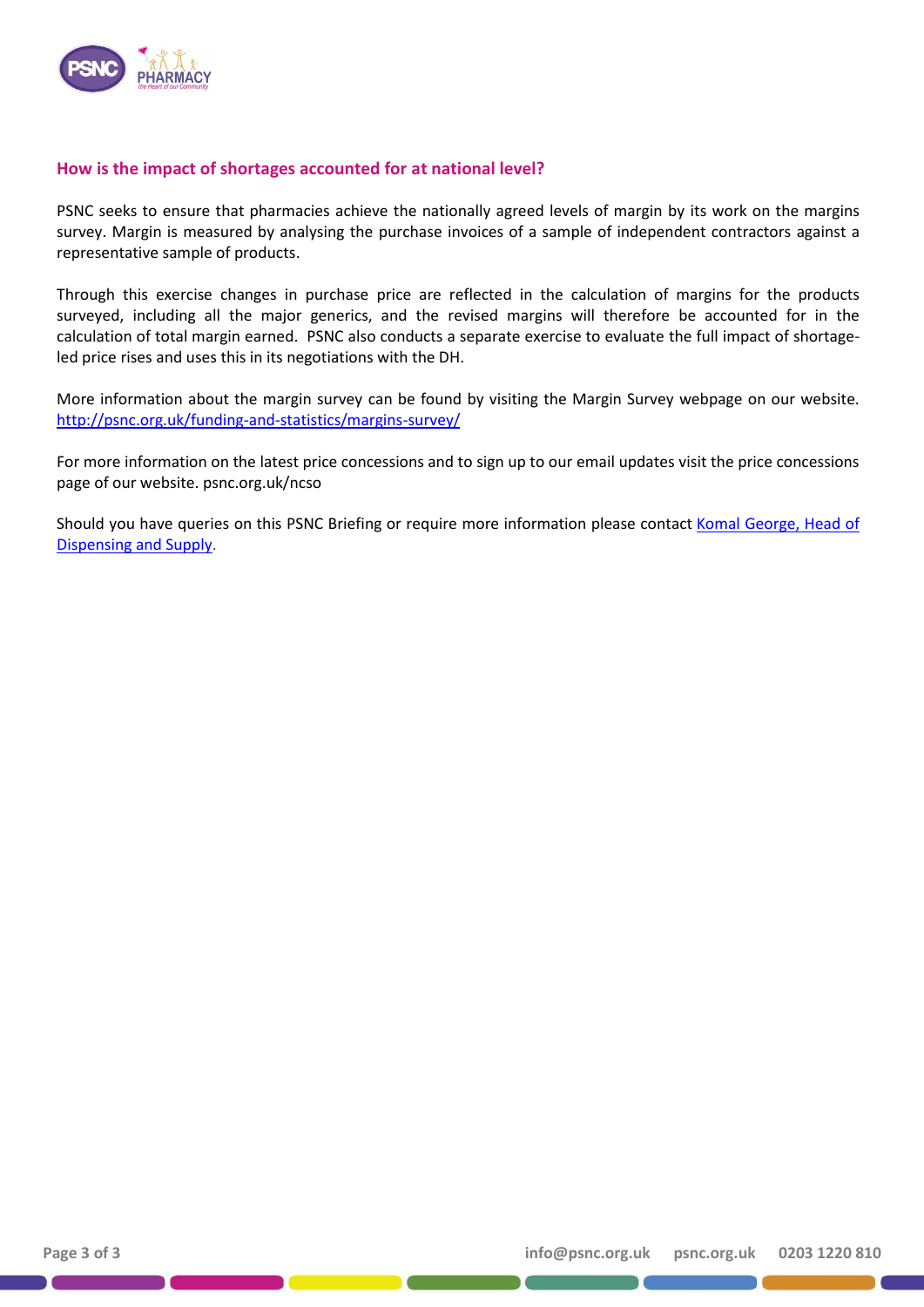## How is the impact of shortages accounted for at national level?

PSNC seeks to ensure that pharmacies achieve the nationally agreed levels of margin by its work on the margins survey. Margin is measured by analysing the purchase invoices of a sample of independent contractors against a representative sample of products.

Through this exercise changes in purchase price are reflected in the calculation of margins for the products surveyed, including all the major generics, and the revised margins will therefore be accounted for in the calculation of total margin earned. PSNC also conducts a separate exercise to evaluate the full impact of shortage-led price rises and uses this in its negotiations with the DH.

More information about the margin survey can be found by visiting the Margin Survey webpage on our website. [http://psnc.org.uk/funding-and-statistics/margins-survey/](http://psnc.org.uk/funding-and-statistics/margins-survey/)

For more information on the latest price concessions and to sign up to our email updates visit the price concessions page of our website. psnc.org.uk/ncso

Should you have queries on this PSNC Briefing or require more information please contact Komal George, Head of Dispensing and Supply.